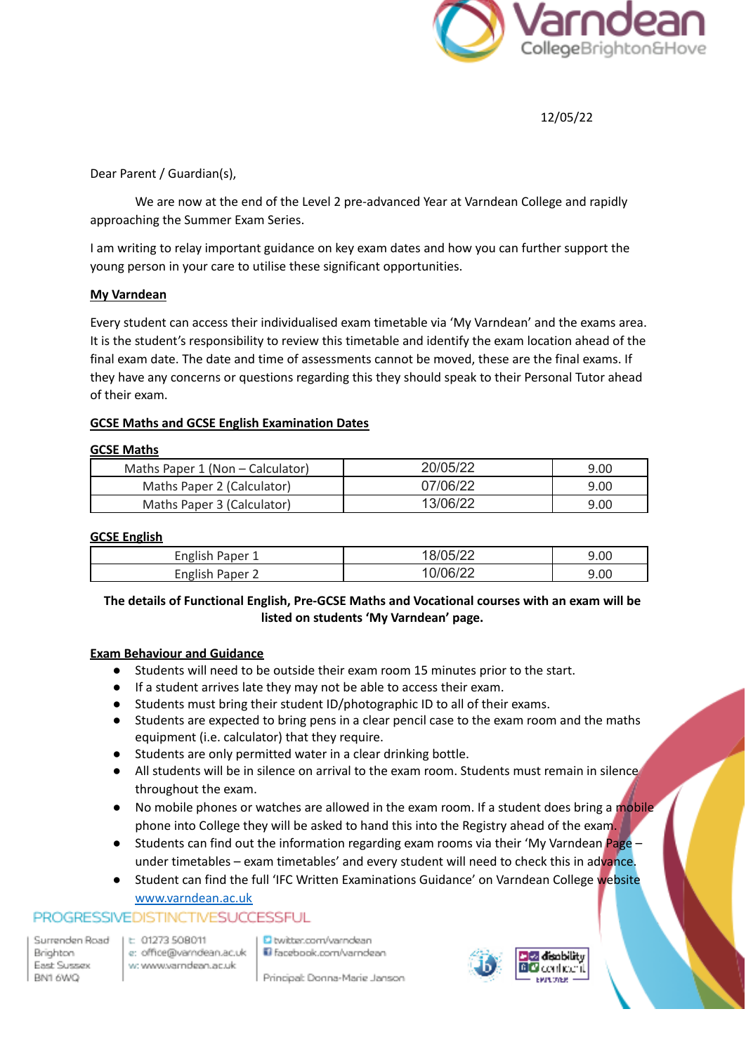12/05/22

Dear Parent / Guardian(s),

We are now at the end of the Level 2 pre-advanced Year at Varndean College and rapidly approaching the Summer Exam Series.

I am writing to relay important guidance on key exam dates and how you can further support the young person in your care to utilise these significant opportunities.

**My Varndean**

Every student can access their individualised exam timetable via 'My Varndean' and the exams area. It is the student's responsibility to review this timetable and identify the exam location ahead of the final exam date. The date and time of assessments cannot be moved, these are the final exams. If they have any concerns or questions regarding this they should speak to their Personal Tutor ahead of their exam.

**GCSE Maths and GCSE English Examination Dates**

**GCSE Maths**

| | | |
|---|---|---|
| Maths Paper 1 (Non – Calculator) | 20/05/22 | 9.00 |
| Maths Paper 2 (Calculator) | 07/06/22 | 9.00 |
| Maths Paper 3 (Calculator) | 13/06/22 | 9.00 |

**GCSE English**

| | | |
|---|---|---|
| English Paper 1 | 18/05/22 | 9.00 |
| English Paper 2 | 10/06/22 | 9.00 |

**The details of Functional English, Pre-GCSE Maths and Vocational courses with an exam will be listed on students 'My Varndean' page.**

**Exam Behaviour and Guidance**

- Students will need to be outside their exam room 15 minutes prior to the start.
- If a student arrives late they may not be able to access their exam.
- Students must bring their student ID/photographic ID to all of their exams.
- Students are expected to bring pens in a clear pencil case to the exam room and the maths equipment (i.e. calculator) that they require.
- Students are only permitted water in a clear drinking bottle.
- All students will be in silence on arrival to the exam room. Students must remain in silence throughout the exam.
- No mobile phones or watches are allowed in the exam room. If a student does bring a mobile phone into College they will be asked to hand this into the Registry ahead of the exam.
- Students can find out the information regarding exam rooms via their 'My Varndean Page – under timetables – exam timetables' and every student will need to check this in advance.
- Student can find the full 'IFC Written Examinations Guidance' on Varndean College website [www.varndean.ac.uk](http://www.varndean.ac.uk)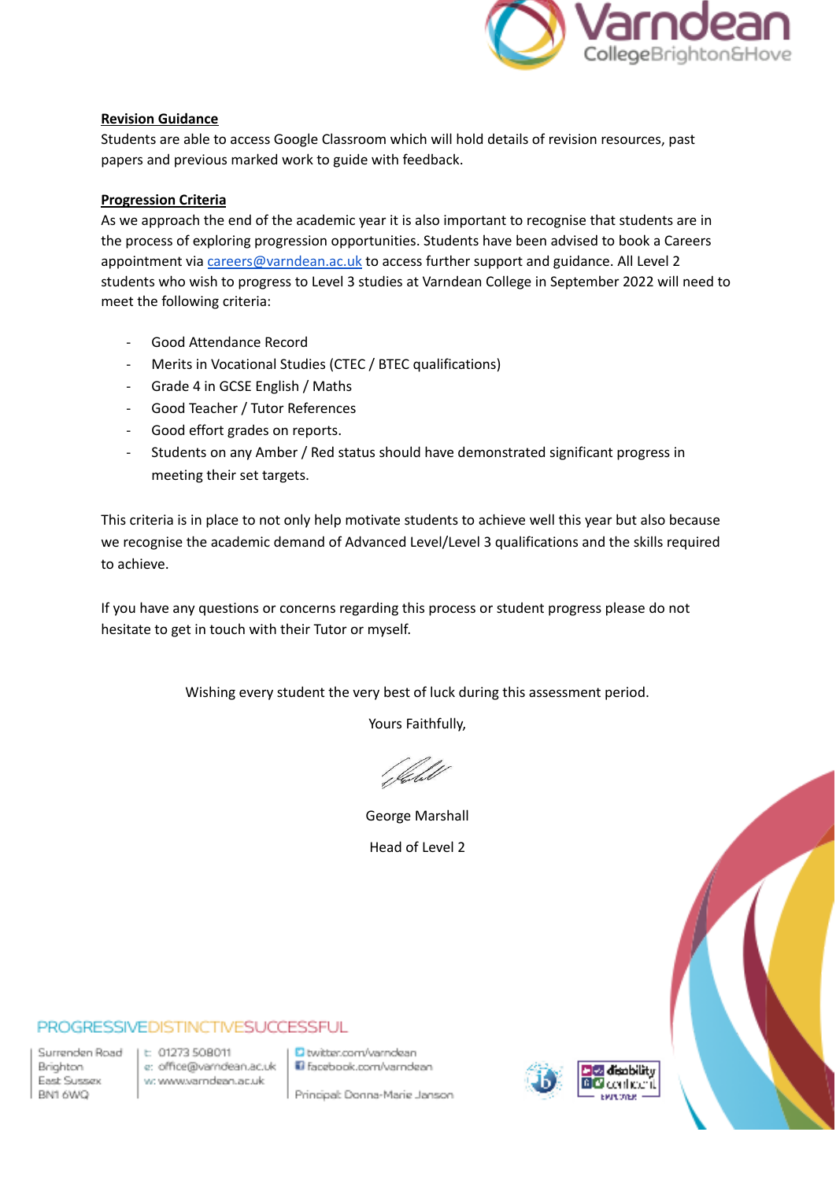**Revision Guidance**

Students are able to access Google Classroom which will hold details of revision resources, past papers and previous marked work to guide with feedback.

**Progression Criteria**

As we approach the end of the academic year it is also important to recognise that students are in the process of exploring progression opportunities. Students have been advised to book a Careers appointment via careers@varndean.ac.uk to access further support and guidance. All Level 2 students who wish to progress to Level 3 studies at Varndean College in September 2022 will need to meet the following criteria:

- Good Attendance Record
- Merits in Vocational Studies (CTEC / BTEC qualifications)
- Grade 4 in GCSE English / Maths
- Good Teacher / Tutor References
- Good effort grades on reports.
- Students on any Amber / Red status should have demonstrated significant progress in meeting their set targets.

This criteria is in place to not only help motivate students to achieve well this year but also because we recognise the academic demand of Advanced Level/Level 3 qualifications and the skills required to achieve.

If you have any questions or concerns regarding this process or student progress please do not hesitate to get in touch with their Tutor or myself.

Wishing every student the very best of luck during this assessment period.

Yours Faithfully,

George Marshall

Head of Level 2

PROGRESSIVEDISTINCTIVESUCCESSFUL

Surrenden Road
Brighton
East Sussex
BN1 6WQ

t: 01273 508011
e: office@varndean.ac.uk
w: www.varndean.ac.uk

twitter.com/varndean
facebook.com/varndean

Principal: Donna-Marie Janson